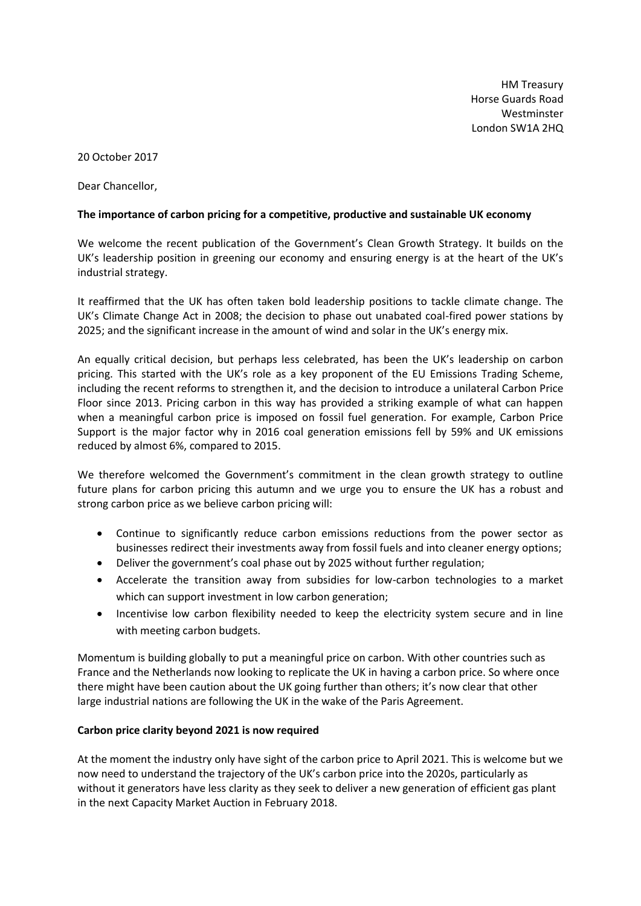HM Treasury
Horse Guards Road
Westminster
London SW1A 2HQ

20 October 2017

Dear Chancellor,

**The importance of carbon pricing for a competitive, productive and sustainable UK economy**

We welcome the recent publication of the Government's Clean Growth Strategy. It builds on the UK's leadership position in greening our economy and ensuring energy is at the heart of the UK's industrial strategy.

It reaffirmed that the UK has often taken bold leadership positions to tackle climate change. The UK's Climate Change Act in 2008; the decision to phase out unabated coal-fired power stations by 2025; and the significant increase in the amount of wind and solar in the UK's energy mix.

An equally critical decision, but perhaps less celebrated, has been the UK's leadership on carbon pricing. This started with the UK's role as a key proponent of the EU Emissions Trading Scheme, including the recent reforms to strengthen it, and the decision to introduce a unilateral Carbon Price Floor since 2013. Pricing carbon in this way has provided a striking example of what can happen when a meaningful carbon price is imposed on fossil fuel generation. For example, Carbon Price Support is the major factor why in 2016 coal generation emissions fell by 59% and UK emissions reduced by almost 6%, compared to 2015.

We therefore welcomed the Government's commitment in the clean growth strategy to outline future plans for carbon pricing this autumn and we urge you to ensure the UK has a robust and strong carbon price as we believe carbon pricing will:

- Continue to significantly reduce carbon emissions reductions from the power sector as businesses redirect their investments away from fossil fuels and into cleaner energy options;
- Deliver the government's coal phase out by 2025 without further regulation;
- Accelerate the transition away from subsidies for low-carbon technologies to a market which can support investment in low carbon generation;
- Incentivise low carbon flexibility needed to keep the electricity system secure and in line with meeting carbon budgets.

Momentum is building globally to put a meaningful price on carbon. With other countries such as France and the Netherlands now looking to replicate the UK in having a carbon price. So where once there might have been caution about the UK going further than others; it's now clear that other large industrial nations are following the UK in the wake of the Paris Agreement.

**Carbon price clarity beyond 2021 is now required**

At the moment the industry only have sight of the carbon price to April 2021. This is welcome but we now need to understand the trajectory of the UK's carbon price into the 2020s, particularly as without it generators have less clarity as they seek to deliver a new generation of efficient gas plant in the next Capacity Market Auction in February 2018.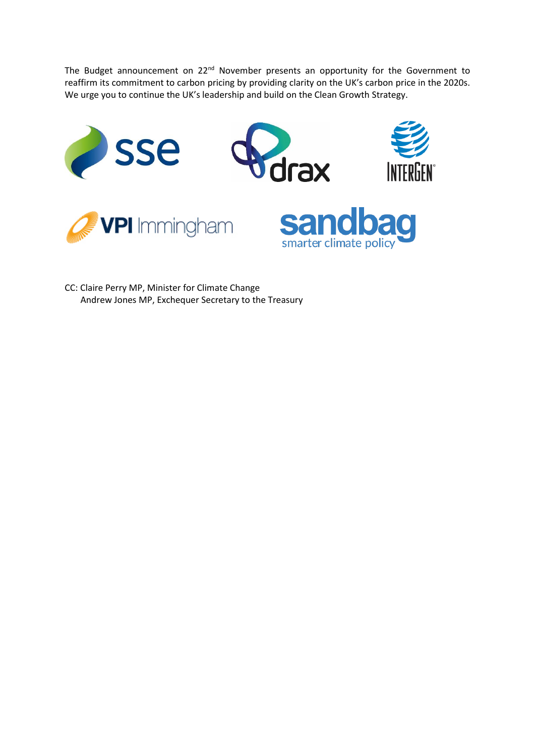The Budget announcement on 22nd November presents an opportunity for the Government to reaffirm its commitment to carbon pricing by providing clarity on the UK's carbon price in the 2020s. We urge you to continue the UK's leadership and build on the Clean Growth Strategy.

sse

drax

INTERGEN

VPI Immingham

sandbag
smarter climate policy

CC: Claire Perry MP, Minister for Climate Change
Andrew Jones MP, Exchequer Secretary to the Treasury